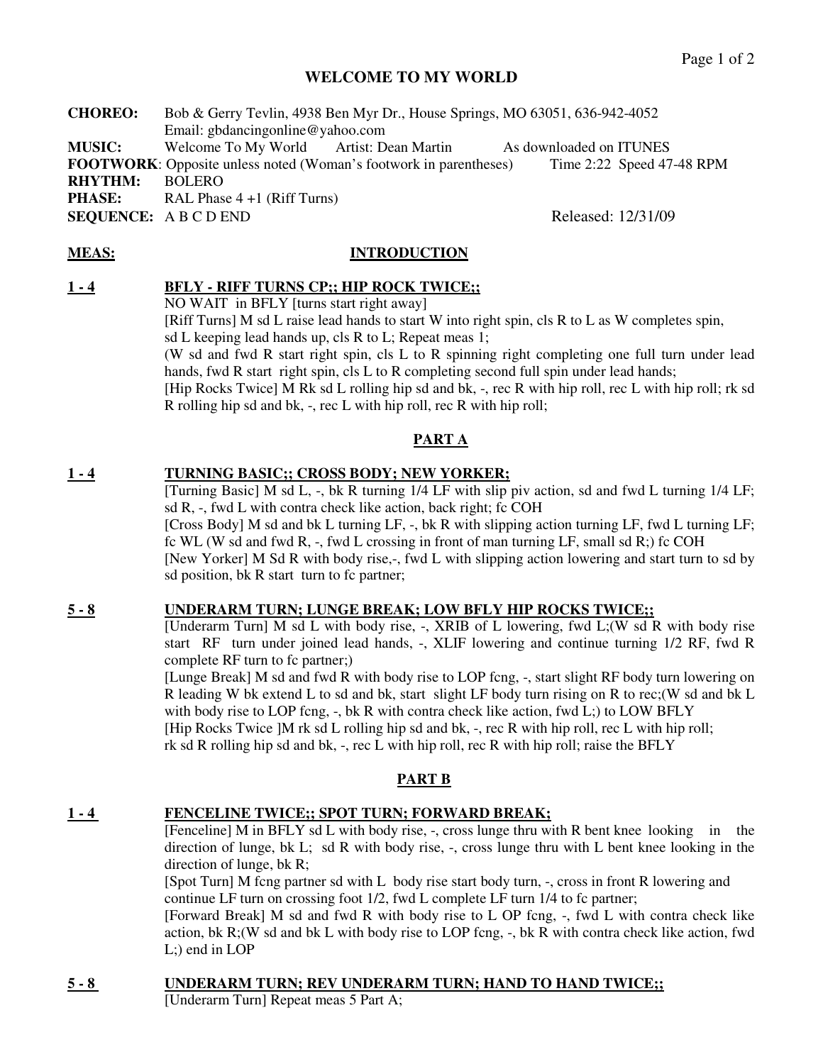# WELCOME TO MY WORLD

**CHOREO:** Bob & Gerry Tevlin, 4938 Ben Myr Dr., House Springs, MO 63051, 636-942-4052
Email: gbdancingonline@yahoo.com
**MUSIC:** Welcome To My World Artist: Dean Martin As downloaded on ITUNES
**FOOTWORK**: Opposite unless noted (Woman's footwork in parentheses) Time 2:22 Speed 47-48 RPM
**RHYTHM:** BOLERO
**PHASE:** RAL Phase 4 +1 (Riff Turns)
**SEQUENCE:** A B C D END Released: 12/31/09

**MEAS:** **INTRODUCTION**

**1 - 4** **BFLY - RIFF TURNS CP;; HIP ROCK TWICE;;**

NO WAIT in BFLY [turns start right away]
[Riff Turns] M sd L raise lead hands to start W into right spin, cls R to L as W completes spin, sd L keeping lead hands up, cls R to L; Repeat meas 1;
(W sd and fwd R start right spin, cls L to R spinning right completing one full turn under lead hands, fwd R start right spin, cls L to R completing second full spin under lead hands;
[Hip Rocks Twice] M Rk sd L rolling hip sd and bk, -, rec R with hip roll, rec L with hip roll; rk sd R rolling hip sd and bk, -, rec L with hip roll, rec R with hip roll;

## PART A

**1 - 4** **TURNING BASIC;; CROSS BODY; NEW YORKER;**

[Turning Basic] M sd L, -, bk R turning 1/4 LF with slip piv action, sd and fwd L turning 1/4 LF; sd R, -, fwd L with contra check like action, back right; fc COH
[Cross Body] M sd and bk L turning LF, -, bk R with slipping action turning LF, fwd L turning LF; fc WL (W sd and fwd R, -, fwd L crossing in front of man turning LF, small sd R;) fc COH
[New Yorker] M Sd R with body rise,-, fwd L with slipping action lowering and start turn to sd by sd position, bk R start turn to fc partner;

**5 - 8** **UNDERARM TURN; LUNGE BREAK; LOW BFLY HIP ROCKS TWICE;;**

[Underarm Turn] M sd L with body rise, -, XRIB of L lowering, fwd L;(W sd R with body rise start RF turn under joined lead hands, -, XLIF lowering and continue turning 1/2 RF, fwd R complete RF turn to fc partner;)
[Lunge Break] M sd and fwd R with body rise to LOP fcng, -, start slight RF body turn lowering on R leading W bk extend L to sd and bk, start slight LF body turn rising on R to rec;(W sd and bk L with body rise to LOP fcng, -, bk R with contra check like action, fwd L;) to LOW BFLY
[Hip Rocks Twice ]M rk sd L rolling hip sd and bk, -, rec R with hip roll, rec L with hip roll; rk sd R rolling hip sd and bk, -, rec L with hip roll, rec R with hip roll; raise the BFLY

## PART B

**1 - 4** **FENCELINE TWICE;; SPOT TURN; FORWARD BREAK;**

[Fenceline] M in BFLY sd L with body rise, -, cross lunge thru with R bent knee looking in the direction of lunge, bk L; sd R with body rise, -, cross lunge thru with L bent knee looking in the direction of lunge, bk R;
[Spot Turn] M fcng partner sd with L body rise start body turn, -, cross in front R lowering and continue LF turn on crossing foot 1/2, fwd L complete LF turn 1/4 to fc partner;
[Forward Break] M sd and fwd R with body rise to L OP fcng, -, fwd L with contra check like action, bk R;(W sd and bk L with body rise to LOP fcng, -, bk R with contra check like action, fwd L;) end in LOP

**5 - 8** **UNDERARM TURN; REV UNDERARM TURN; HAND TO HAND TWICE;;**

[Underarm Turn] Repeat meas 5 Part A;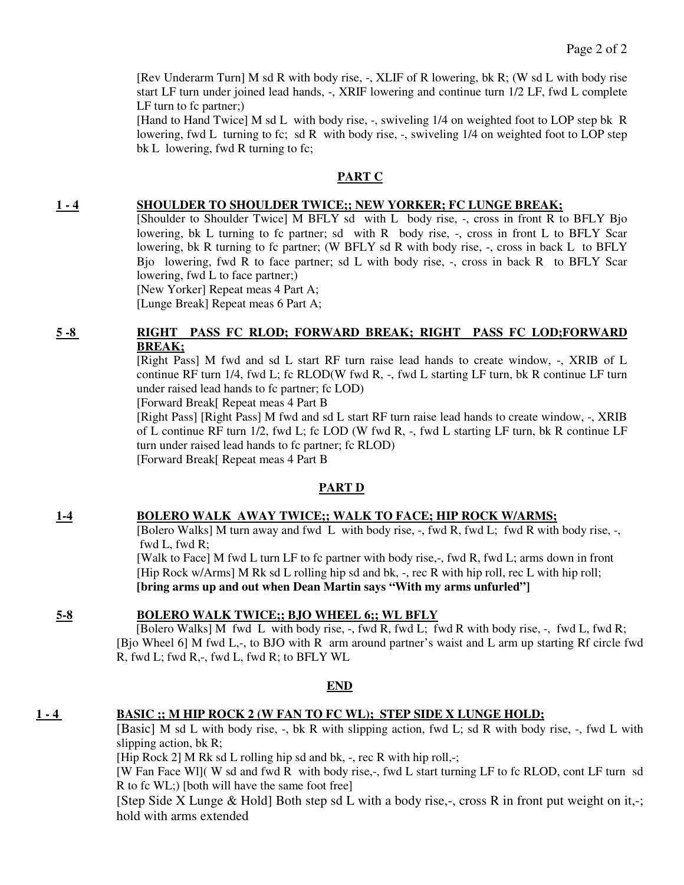[Rev Underarm Turn] M sd R with body rise, -, XLIF of R lowering, bk R; (W sd L with body rise start LF turn under joined lead hands, -, XRIF lowering and continue turn 1/2 LF, fwd L complete LF turn to fc partner;)

[Hand to Hand Twice] M sd L with body rise, -, swiveling 1/4 on weighted foot to LOP step bk R lowering, fwd L turning to fc; sd R with body rise, -, swiveling 1/4 on weighted foot to LOP step bk L lowering, fwd R turning to fc;

## PART C

**1 - 4 SHOULDER TO SHOULDER TWICE;; NEW YORKER; FC LUNGE BREAK;**

[Shoulder to Shoulder Twice] M BFLY sd with L body rise, -, cross in front R to BFLY Bjo lowering, bk L turning to fc partner; sd with R body rise, -, cross in front L to BFLY Scar lowering, bk R turning to fc partner; (W BFLY sd R with body rise, -, cross in back L to BFLY Bjo lowering, fwd R to face partner; sd L with body rise, -, cross in back R to BFLY Scar lowering, fwd L to face partner;)

[New Yorker] Repeat meas 4 Part A;

[Lunge Break] Repeat meas 6 Part A;

**5 -8 RIGHT PASS FC RLOD; FORWARD BREAK; RIGHT PASS FC LOD;FORWARD BREAK;**

[Right Pass] M fwd and sd L start RF turn raise lead hands to create window, -, XRIB of L continue RF turn 1/4, fwd L; fc RLOD(W fwd R, -, fwd L starting LF turn, bk R continue LF turn under raised lead hands to fc partner; fc LOD)

[Forward Break[ Repeat meas 4 Part B

[Right Pass] [Right Pass] M fwd and sd L start RF turn raise lead hands to create window, -, XRIB of L continue RF turn 1/2, fwd L; fc LOD (W fwd R, -, fwd L starting LF turn, bk R continue LF turn under raised lead hands to fc partner; fc RLOD)

[Forward Break[ Repeat meas 4 Part B

## PART D

**1-4 BOLERO WALK AWAY TWICE;; WALK TO FACE; HIP ROCK W/ARMS;**

[Bolero Walks] M turn away and fwd L with body rise, -, fwd R, fwd L; fwd R with body rise, -, fwd L, fwd R;

[Walk to Face] M fwd L turn LF to fc partner with body rise,-, fwd R, fwd L; arms down in front

[Hip Rock w/Arms] M Rk sd L rolling hip sd and bk, -, rec R with hip roll, rec L with hip roll;

**[bring arms up and out when Dean Martin says "With my arms unfurled"]**

**5-8 BOLERO WALK TWICE;; BJO WHEEL 6;; WL BFLY**

[Bolero Walks] M fwd L with body rise, -, fwd R, fwd L; fwd R with body rise, -, fwd L, fwd R;

[Bjo Wheel 6] M fwd L,-, to BJO with R arm around partner's waist and L arm up starting Rf circle fwd R, fwd L; fwd R,-, fwd L, fwd R; to BFLY WL

## END

**1 - 4 BASIC ;; M HIP ROCK 2 (W FAN TO FC WL); STEP SIDE X LUNGE HOLD;**

[Basic] M sd L with body rise, -, bk R with slipping action, fwd L; sd R with body rise, -, fwd L with slipping action, bk R;

[Hip Rock 2] M Rk sd L rolling hip sd and bk, -, rec R with hip roll,-;

[W Fan Face Wl]( W sd and fwd R with body rise,-, fwd L start turning LF to fc RLOD, cont LF turn sd R to fc WL;) [both will have the same foot free]

[Step Side X Lunge & Hold] Both step sd L with a body rise,-, cross R in front put weight on it,-; hold with arms extended